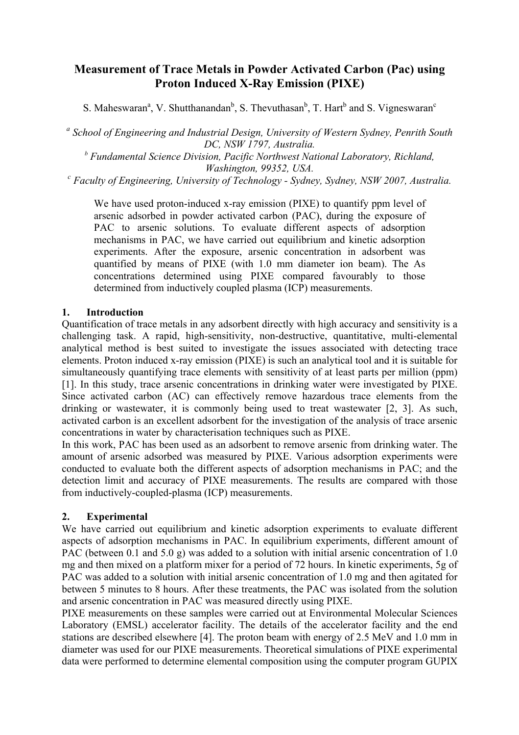# Measurement of Trace Metals in Powder Activated Carbon (Pac) using Proton Induced X-Ray Emission (PIXE)

S. Maheswaran[a], V. Shutthanandan[b], S. Thevuthasan[b], T. Hart[b] and S. Vigneswaran[c]

[a] *School of Engineering and Industrial Design, University of Western Sydney, Penrith South DC, NSW 1797, Australia.*

[b] *Fundamental Science Division, Pacific Northwest National Laboratory, Richland, Washington, 99352, USA.*

[c] *Faculty of Engineering, University of Technology - Sydney, Sydney, NSW 2007, Australia.*

We have used proton-induced x-ray emission (PIXE) to quantify ppm level of arsenic adsorbed in powder activated carbon (PAC), during the exposure of PAC to arsenic solutions. To evaluate different aspects of adsorption mechanisms in PAC, we have carried out equilibrium and kinetic adsorption experiments. After the exposure, arsenic concentration in adsorbent was quantified by means of PIXE (with 1.0 mm diameter ion beam). The As concentrations determined using PIXE compared favourably to those determined from inductively coupled plasma (ICP) measurements.

## 1. Introduction

Quantification of trace metals in any adsorbent directly with high accuracy and sensitivity is a challenging task. A rapid, high-sensitivity, non-destructive, quantitative, multi-elemental analytical method is best suited to investigate the issues associated with detecting trace elements. Proton induced x-ray emission (PIXE) is such an analytical tool and it is suitable for simultaneously quantifying trace elements with sensitivity of at least parts per million (ppm) [1]. In this study, trace arsenic concentrations in drinking water were investigated by PIXE. Since activated carbon (AC) can effectively remove hazardous trace elements from the drinking or wastewater, it is commonly being used to treat wastewater [2, 3]. As such, activated carbon is an excellent adsorbent for the investigation of the analysis of trace arsenic concentrations in water by characterisation techniques such as PIXE.

In this work, PAC has been used as an adsorbent to remove arsenic from drinking water. The amount of arsenic adsorbed was measured by PIXE. Various adsorption experiments were conducted to evaluate both the different aspects of adsorption mechanisms in PAC; and the detection limit and accuracy of PIXE measurements. The results are compared with those from inductively-coupled-plasma (ICP) measurements.

## 2. Experimental

We have carried out equilibrium and kinetic adsorption experiments to evaluate different aspects of adsorption mechanisms in PAC. In equilibrium experiments, different amount of PAC (between 0.1 and 5.0 g) was added to a solution with initial arsenic concentration of 1.0 mg and then mixed on a platform mixer for a period of 72 hours. In kinetic experiments, 5g of PAC was added to a solution with initial arsenic concentration of 1.0 mg and then agitated for between 5 minutes to 8 hours. After these treatments, the PAC was isolated from the solution and arsenic concentration in PAC was measured directly using PIXE.

PIXE measurements on these samples were carried out at Environmental Molecular Sciences Laboratory (EMSL) accelerator facility. The details of the accelerator facility and the end stations are described elsewhere [4]. The proton beam with energy of 2.5 MeV and 1.0 mm in diameter was used for our PIXE measurements. Theoretical simulations of PIXE experimental data were performed to determine elemental composition using the computer program GUPIX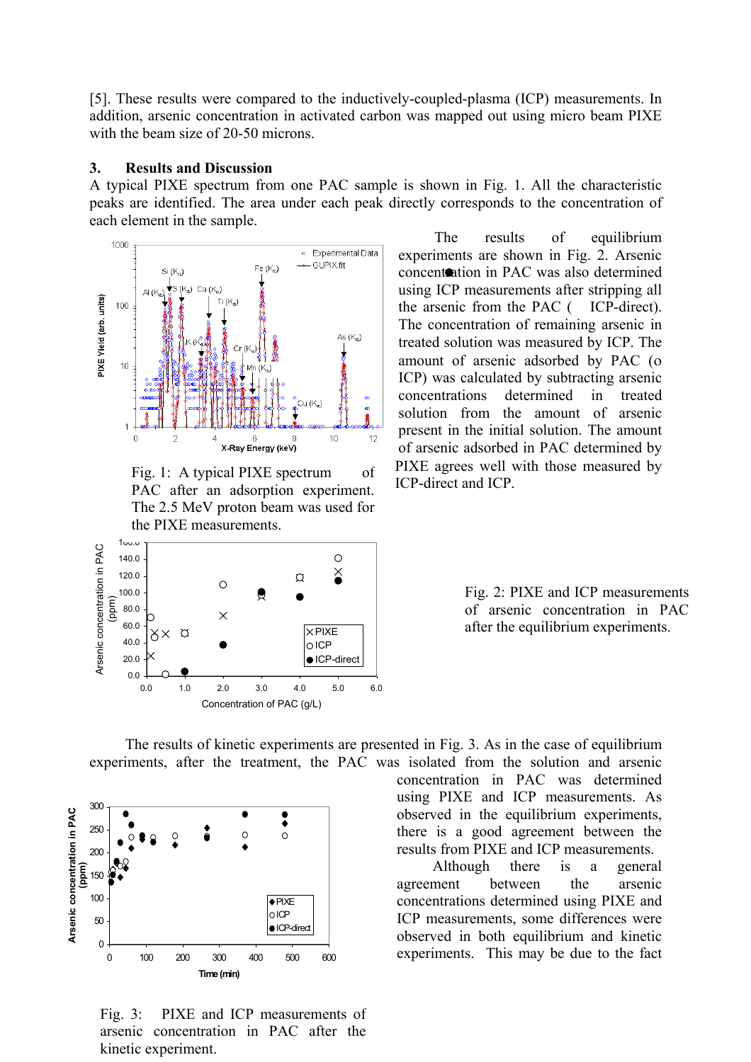[5]. These results were compared to the inductively-coupled-plasma (ICP) measurements. In addition, arsenic concentration in activated carbon was mapped out using micro beam PIXE with the beam size of 20-50 microns.

## 3. Results and Discussion

A typical PIXE spectrum from one PAC sample is shown in Fig. 1. All the characteristic peaks are identified. The area under each peak directly corresponds to the concentration of each element in the sample.

The results of equilibrium experiments are shown in Fig. 2. Arsenic concentration in PAC was also determined using ICP measurements after stripping all the arsenic from the PAC (● ICP-direct). The concentration of remaining arsenic in treated solution was measured by ICP. The amount of arsenic adsorbed by PAC (o ICP) was calculated by subtracting arsenic concentrations determined in treated solution from the amount of arsenic present in the initial solution. The amount of arsenic adsorbed in PAC determined by PIXE agrees well with those measured by ICP-direct and ICP.

Fig. 1: A typical PIXE spectrum of PAC after an adsorption experiment. The 2.5 MeV proton beam was used for the PIXE measurements.

Fig. 2: PIXE and ICP measurements of arsenic concentration in PAC after the equilibrium experiments.

The results of kinetic experiments are presented in Fig. 3. As in the case of equilibrium experiments, after the treatment, the PAC was isolated from the solution and arsenic concentration in PAC was determined using PIXE and ICP measurements. As observed in the equilibrium experiments, there is a good agreement between the results from PIXE and ICP measurements.

Although there is a general agreement between the arsenic concentrations determined using PIXE and ICP measurements, some differences were observed in both equilibrium and kinetic experiments. This may be due to the fact

Fig. 3: PIXE and ICP measurements of arsenic concentration in PAC after the kinetic experiment.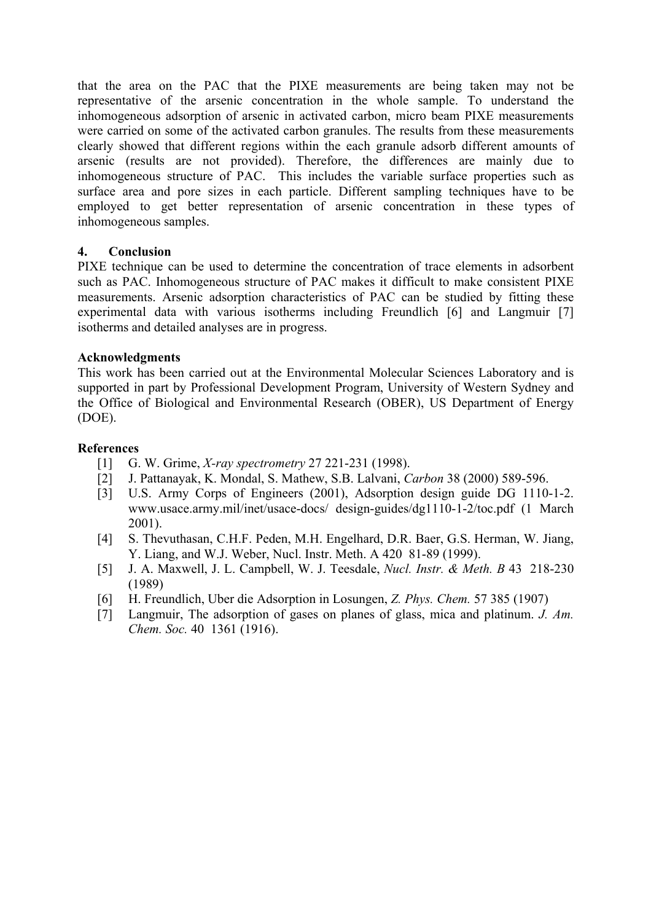that the area on the PAC that the PIXE measurements are being taken may not be representative of the arsenic concentration in the whole sample. To understand the inhomogeneous adsorption of arsenic in activated carbon, micro beam PIXE measurements were carried on some of the activated carbon granules. The results from these measurements clearly showed that different regions within the each granule adsorb different amounts of arsenic (results are not provided). Therefore, the differences are mainly due to inhomogeneous structure of PAC. This includes the variable surface properties such as surface area and pore sizes in each particle. Different sampling techniques have to be employed to get better representation of arsenic concentration in these types of inhomogeneous samples.

## 4. Conclusion

PIXE technique can be used to determine the concentration of trace elements in adsorbent such as PAC. Inhomogeneous structure of PAC makes it difficult to make consistent PIXE measurements. Arsenic adsorption characteristics of PAC can be studied by fitting these experimental data with various isotherms including Freundlich [6] and Langmuir [7] isotherms and detailed analyses are in progress.

## Acknowledgments

This work has been carried out at the Environmental Molecular Sciences Laboratory and is supported in part by Professional Development Program, University of Western Sydney and the Office of Biological and Environmental Research (OBER), US Department of Energy (DOE).

## References

[1] G. W. Grime, *X-ray spectrometry* 27 221-231 (1998).

[2] J. Pattanayak, K. Mondal, S. Mathew, S.B. Lalvani, *Carbon* 38 (2000) 589-596.

[3] U.S. Army Corps of Engineers (2001), Adsorption design guide DG 1110-1-2. www.usace.army.mil/inet/usace-docs/ design-guides/dg1110-1-2/toc.pdf (1 March 2001).

[4] S. Thevuthasan, C.H.F. Peden, M.H. Engelhard, D.R. Baer, G.S. Herman, W. Jiang, Y. Liang, and W.J. Weber, Nucl. Instr. Meth. A 420 81-89 (1999).

[5] J. A. Maxwell, J. L. Campbell, W. J. Teesdale, *Nucl. Instr. & Meth. B* 43 218-230 (1989)

[6] H. Freundlich, Uber die Adsorption in Losungen, *Z. Phys. Chem.* 57 385 (1907)

[7] Langmuir, The adsorption of gases on planes of glass, mica and platinum. *J. Am. Chem. Soc.* 40 1361 (1916).